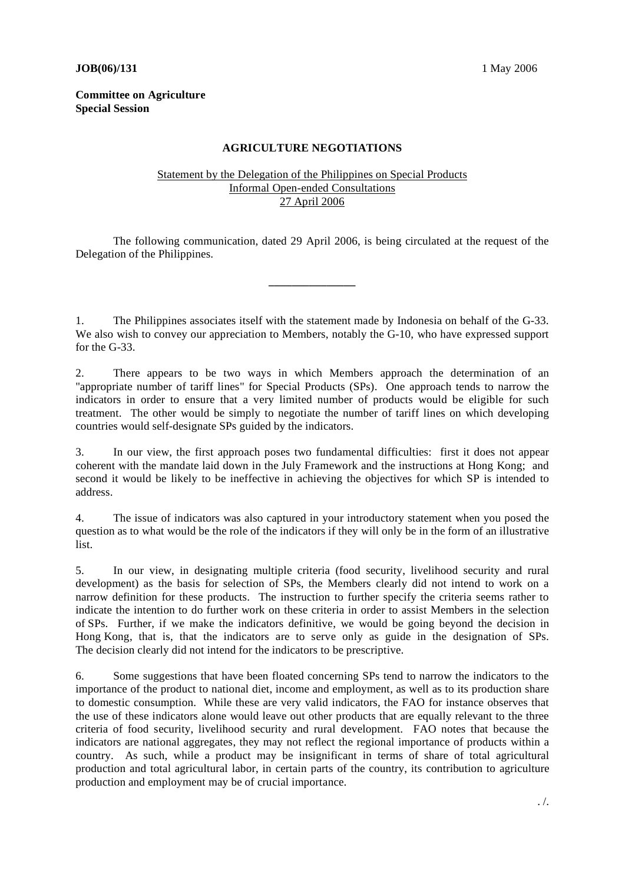**JOB(06)/131** 1 May 2006

**Committee on Agriculture**
**Special Session**

## AGRICULTURE NEGOTIATIONS

Statement by the Delegation of the Philippines on Special Products
Informal Open-ended Consultations
27 April 2006

The following communication, dated 29 April 2006, is being circulated at the request of the Delegation of the Philippines.

---

1. The Philippines associates itself with the statement made by Indonesia on behalf of the G-33. We also wish to convey our appreciation to Members, notably the G-10, who have expressed support for the G-33.

2. There appears to be two ways in which Members approach the determination of an "appropriate number of tariff lines" for Special Products (SPs). One approach tends to narrow the indicators in order to ensure that a very limited number of products would be eligible for such treatment. The other would be simply to negotiate the number of tariff lines on which developing countries would self-designate SPs guided by the indicators.

3. In our view, the first approach poses two fundamental difficulties: first it does not appear coherent with the mandate laid down in the July Framework and the instructions at Hong Kong; and second it would be likely to be ineffective in achieving the objectives for which SP is intended to address.

4. The issue of indicators was also captured in your introductory statement when you posed the question as to what would be the role of the indicators if they will only be in the form of an illustrative list.

5. In our view, in designating multiple criteria (food security, livelihood security and rural development) as the basis for selection of SPs, the Members clearly did not intend to work on a narrow definition for these products. The instruction to further specify the criteria seems rather to indicate the intention to do further work on these criteria in order to assist Members in the selection of SPs. Further, if we make the indicators definitive, we would be going beyond the decision in Hong Kong, that is, that the indicators are to serve only as guide in the designation of SPs. The decision clearly did not intend for the indicators to be prescriptive.

6. Some suggestions that have been floated concerning SPs tend to narrow the indicators to the importance of the product to national diet, income and employment, as well as to its production share to domestic consumption. While these are very valid indicators, the FAO for instance observes that the use of these indicators alone would leave out other products that are equally relevant to the three criteria of food security, livelihood security and rural development. FAO notes that because the indicators are national aggregates, they may not reflect the regional importance of products within a country. As such, while a product may be insignificant in terms of share of total agricultural production and total agricultural labor, in certain parts of the country, its contribution to agriculture production and employment may be of crucial importance.

. /.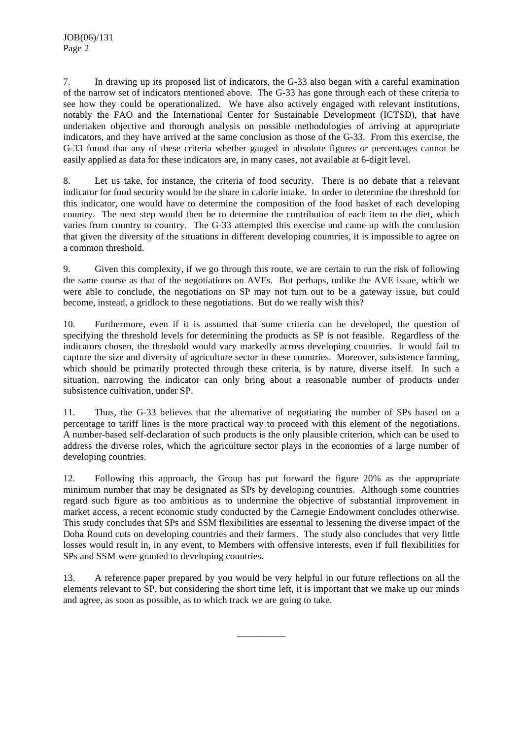7. In drawing up its proposed list of indicators, the G-33 also began with a careful examination of the narrow set of indicators mentioned above. The G-33 has gone through each of these criteria to see how they could be operationalized. We have also actively engaged with relevant institutions, notably the FAO and the International Center for Sustainable Development (ICTSD), that have undertaken objective and thorough analysis on possible methodologies of arriving at appropriate indicators, and they have arrived at the same conclusion as those of the G-33. From this exercise, the G-33 found that any of these criteria whether gauged in absolute figures or percentages cannot be easily applied as data for these indicators are, in many cases, not available at 6-digit level.

8. Let us take, for instance, the criteria of food security. There is no debate that a relevant indicator for food security would be the share in calorie intake. In order to determine the threshold for this indicator, one would have to determine the composition of the food basket of each developing country. The next step would then be to determine the contribution of each item to the diet, which varies from country to country. The G-33 attempted this exercise and came up with the conclusion that given the diversity of the situations in different developing countries, it is impossible to agree on a common threshold.

9. Given this complexity, if we go through this route, we are certain to run the risk of following the same course as that of the negotiations on AVEs. But perhaps, unlike the AVE issue, which we were able to conclude, the negotiations on SP may not turn out to be a gateway issue, but could become, instead, a gridlock to these negotiations. But do we really wish this?

10. Furthermore, even if it is assumed that some criteria can be developed, the question of specifying the threshold levels for determining the products as SP is not feasible. Regardless of the indicators chosen, the threshold would vary markedly across developing countries. It would fail to capture the size and diversity of agriculture sector in these countries. Moreover, subsistence farming, which should be primarily protected through these criteria, is by nature, diverse itself. In such a situation, narrowing the indicator can only bring about a reasonable number of products under subsistence cultivation, under SP.

11. Thus, the G-33 believes that the alternative of negotiating the number of SPs based on a percentage to tariff lines is the more practical way to proceed with this element of the negotiations. A number-based self-declaration of such products is the only plausible criterion, which can be used to address the diverse roles, which the agriculture sector plays in the economies of a large number of developing countries.

12. Following this approach, the Group has put forward the figure 20% as the appropriate minimum number that may be designated as SPs by developing countries. Although some countries regard such figure as too ambitious as to undermine the objective of substantial improvement in market access, a recent economic study conducted by the Carnegie Endowment concludes otherwise. This study concludes that SPs and SSM flexibilities are essential to lessening the diverse impact of the Doha Round cuts on developing countries and their farmers. The study also concludes that very little losses would result in, in any event, to Members with offensive interests, even if full flexibilities for SPs and SSM were granted to developing countries.

13. A reference paper prepared by you would be very helpful in our future reflections on all the elements relevant to SP, but considering the short time left, it is important that we make up our minds and agree, as soon as possible, as to which track we are going to take.

__________